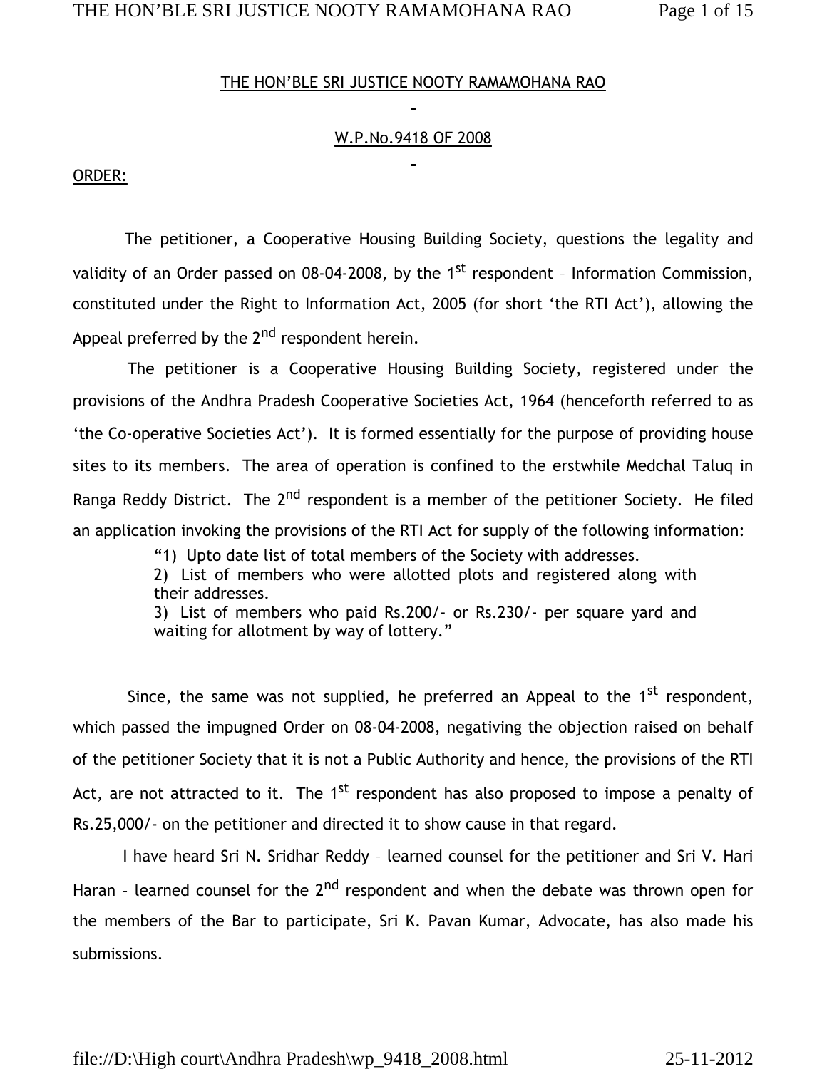THE HON'BLE SRI JUSTICE NOOTY RAMAMOHANA RAO

W.P.No.9418 OF 2008

ORDER:

The petitioner, a Cooperative Housing Building Society, questions the legality and validity of an Order passed on 08-04-2008, by the 1st respondent – Information Commission, constituted under the Right to Information Act, 2005 (for short 'the RTI Act'), allowing the Appeal preferred by the 2nd respondent herein.

The petitioner is a Cooperative Housing Building Society, registered under the provisions of the Andhra Pradesh Cooperative Societies Act, 1964 (henceforth referred to as 'the Co-operative Societies Act'). It is formed essentially for the purpose of providing house sites to its members. The area of operation is confined to the erstwhile Medchal Taluq in Ranga Reddy District. The 2nd respondent is a member of the petitioner Society. He filed an application invoking the provisions of the RTI Act for supply of the following information:

> "1) Upto date list of total members of the Society with addresses.
> 2) List of members who were allotted plots and registered along with their addresses.
> 3) List of members who paid Rs.200/- or Rs.230/- per square yard and waiting for allotment by way of lottery."

Since, the same was not supplied, he preferred an Appeal to the 1st respondent, which passed the impugned Order on 08-04-2008, negativing the objection raised on behalf of the petitioner Society that it is not a Public Authority and hence, the provisions of the RTI Act, are not attracted to it. The 1st respondent has also proposed to impose a penalty of Rs.25,000/- on the petitioner and directed it to show cause in that regard.

I have heard Sri N. Sridhar Reddy – learned counsel for the petitioner and Sri V. Hari Haran – learned counsel for the 2nd respondent and when the debate was thrown open for the members of the Bar to participate, Sri K. Pavan Kumar, Advocate, has also made his submissions.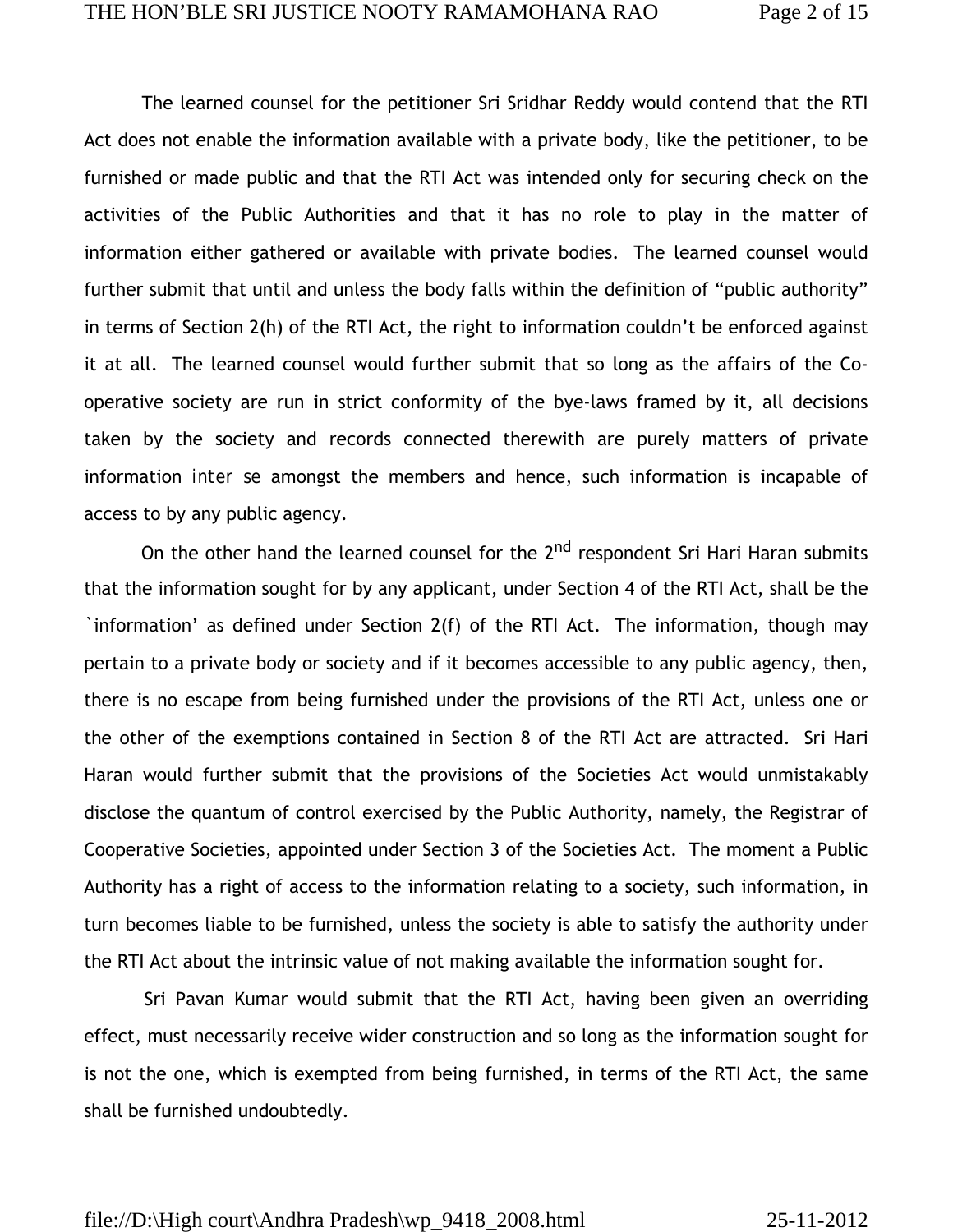The learned counsel for the petitioner Sri Sridhar Reddy would contend that the RTI Act does not enable the information available with a private body, like the petitioner, to be furnished or made public and that the RTI Act was intended only for securing check on the activities of the Public Authorities and that it has no role to play in the matter of information either gathered or available with private bodies. The learned counsel would further submit that until and unless the body falls within the definition of "public authority" in terms of Section 2(h) of the RTI Act, the right to information couldn't be enforced against it at all. The learned counsel would further submit that so long as the affairs of the Co-operative society are run in strict conformity of the bye-laws framed by it, all decisions taken by the society and records connected therewith are purely matters of private information *inter se* amongst the members and hence, such information is incapable of access to by any public agency.

On the other hand the learned counsel for the 2nd respondent Sri Hari Haran submits that the information sought for by any applicant, under Section 4 of the RTI Act, shall be the `information' as defined under Section 2(f) of the RTI Act. The information, though may pertain to a private body or society and if it becomes accessible to any public agency, then, there is no escape from being furnished under the provisions of the RTI Act, unless one or the other of the exemptions contained in Section 8 of the RTI Act are attracted. Sri Hari Haran would further submit that the provisions of the Societies Act would unmistakably disclose the quantum of control exercised by the Public Authority, namely, the Registrar of Cooperative Societies, appointed under Section 3 of the Societies Act. The moment a Public Authority has a right of access to the information relating to a society, such information, in turn becomes liable to be furnished, unless the society is able to satisfy the authority under the RTI Act about the intrinsic value of not making available the information sought for.

Sri Pavan Kumar would submit that the RTI Act, having been given an overriding effect, must necessarily receive wider construction and so long as the information sought for is not the one, which is exempted from being furnished, in terms of the RTI Act, the same shall be furnished undoubtedly.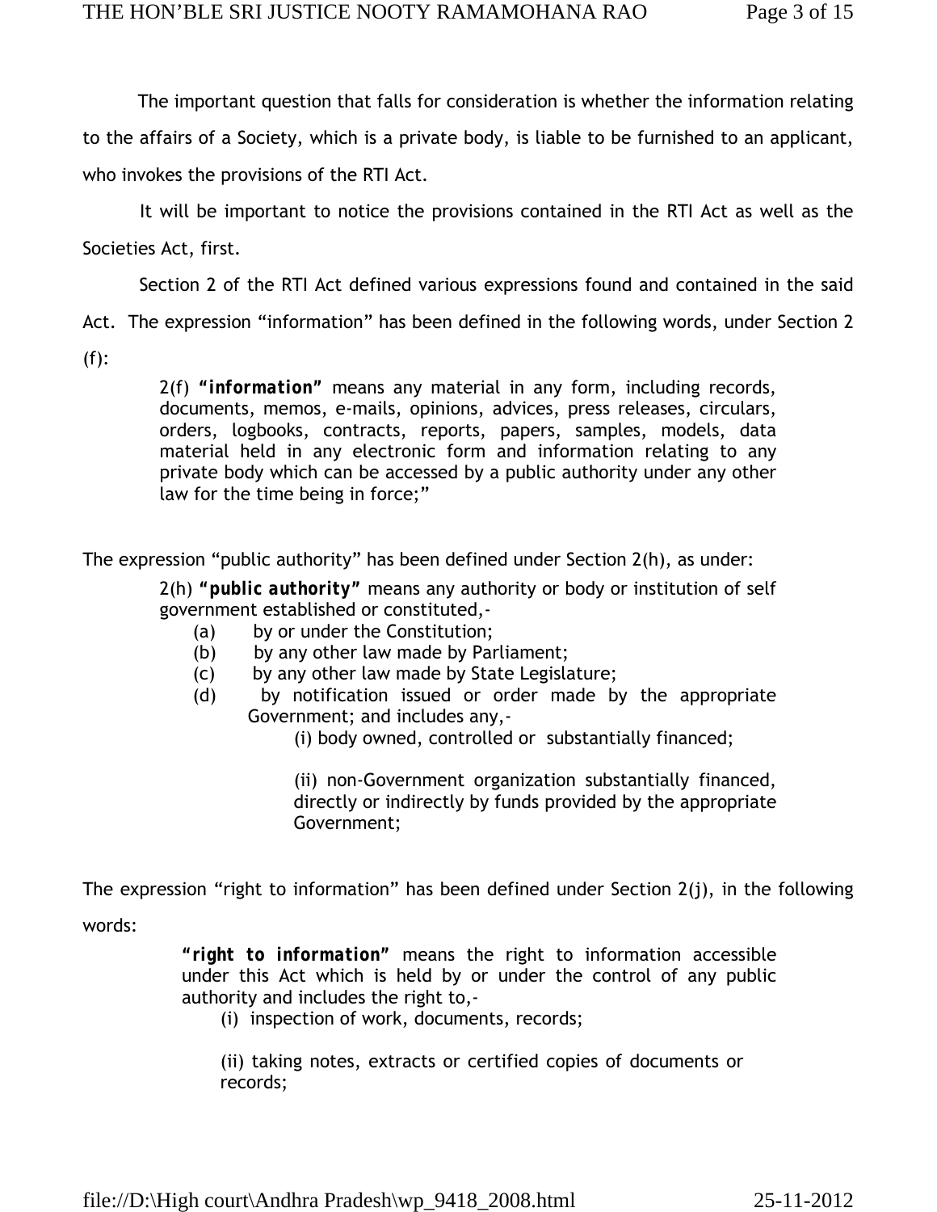The important question that falls for consideration is whether the information relating to the affairs of a Society, which is a private body, is liable to be furnished to an applicant, who invokes the provisions of the RTI Act.

It will be important to notice the provisions contained in the RTI Act as well as the Societies Act, first.

Section 2 of the RTI Act defined various expressions found and contained in the said Act. The expression "information" has been defined in the following words, under Section 2 (f):

> 2(f) **"information"** means any material in any form, including records, documents, memos, e-mails, opinions, advices, press releases, circulars, orders, logbooks, contracts, reports, papers, samples, models, data material held in any electronic form and information relating to any private body which can be accessed by a public authority under any other law for the time being in force;"

The expression "public authority" has been defined under Section 2(h), as under:

> 2(h) **"public authority"** means any authority or body or institution of self government established or constituted,-
>
> (a) by or under the Constitution;
>
> (b) by any other law made by Parliament;
>
> (c) by any other law made by State Legislature;
>
> (d) by notification issued or order made by the appropriate Government; and includes any,-
>
> (i) body owned, controlled or substantially financed;
>
> (ii) non-Government organization substantially financed, directly or indirectly by funds provided by the appropriate Government;

The expression "right to information" has been defined under Section 2(j), in the following words:

> **"right to information"** means the right to information accessible under this Act which is held by or under the control of any public authority and includes the right to,-
>
> (i) inspection of work, documents, records;
>
> (ii) taking notes, extracts or certified copies of documents or records;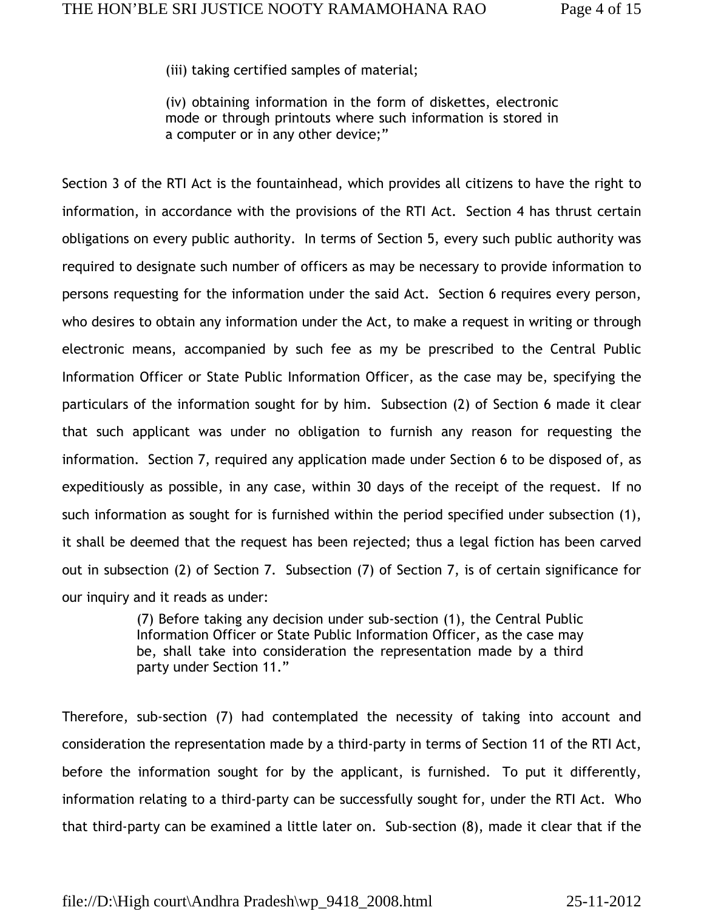> (iii) taking certified samples of material;
>
> (iv) obtaining information in the form of diskettes, electronic mode or through printouts where such information is stored in a computer or in any other device;"

Section 3 of the RTI Act is the fountainhead, which provides all citizens to have the right to information, in accordance with the provisions of the RTI Act. Section 4 has thrust certain obligations on every public authority. In terms of Section 5, every such public authority was required to designate such number of officers as may be necessary to provide information to persons requesting for the information under the said Act. Section 6 requires every person, who desires to obtain any information under the Act, to make a request in writing or through electronic means, accompanied by such fee as my be prescribed to the Central Public Information Officer or State Public Information Officer, as the case may be, specifying the particulars of the information sought for by him. Subsection (2) of Section 6 made it clear that such applicant was under no obligation to furnish any reason for requesting the information. Section 7, required any application made under Section 6 to be disposed of, as expeditiously as possible, in any case, within 30 days of the receipt of the request. If no such information as sought for is furnished within the period specified under subsection (1), it shall be deemed that the request has been rejected; thus a legal fiction has been carved out in subsection (2) of Section 7. Subsection (7) of Section 7, is of certain significance for our inquiry and it reads as under:

> (7) Before taking any decision under sub-section (1), the Central Public Information Officer or State Public Information Officer, as the case may be, shall take into consideration the representation made by a third party under Section 11."

Therefore, sub-section (7) had contemplated the necessity of taking into account and consideration the representation made by a third-party in terms of Section 11 of the RTI Act, before the information sought for by the applicant, is furnished. To put it differently, information relating to a third-party can be successfully sought for, under the RTI Act. Who that third-party can be examined a little later on. Sub-section (8), made it clear that if the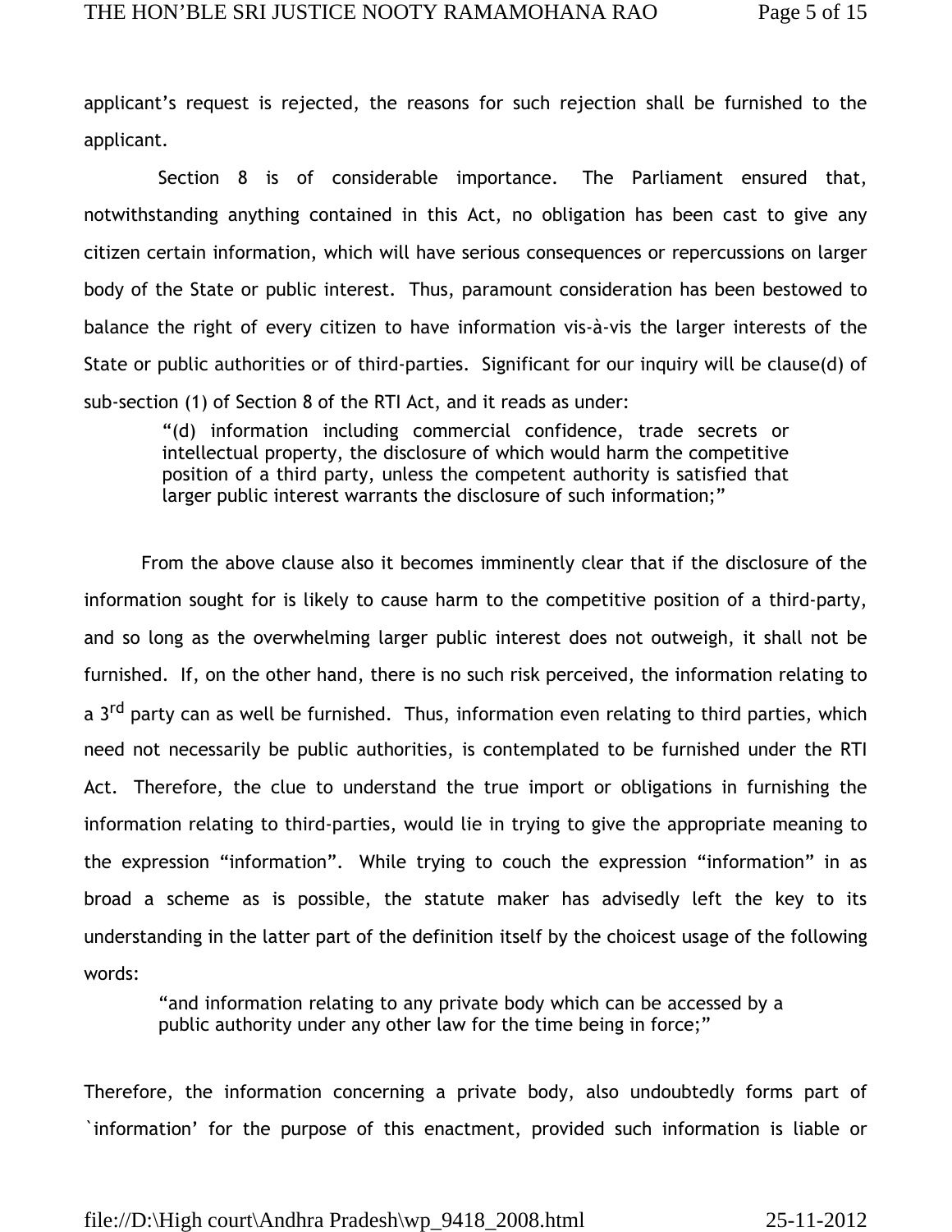applicant's request is rejected, the reasons for such rejection shall be furnished to the applicant.

Section 8 is of considerable importance. The Parliament ensured that, notwithstanding anything contained in this Act, no obligation has been cast to give any citizen certain information, which will have serious consequences or repercussions on larger body of the State or public interest. Thus, paramount consideration has been bestowed to balance the right of every citizen to have information vis-à-vis the larger interests of the State or public authorities or of third-parties. Significant for our inquiry will be clause(d) of sub-section (1) of Section 8 of the RTI Act, and it reads as under:

> "(d) information including commercial confidence, trade secrets or intellectual property, the disclosure of which would harm the competitive position of a third party, unless the competent authority is satisfied that larger public interest warrants the disclosure of such information;"

From the above clause also it becomes imminently clear that if the disclosure of the information sought for is likely to cause harm to the competitive position of a third-party, and so long as the overwhelming larger public interest does not outweigh, it shall not be furnished. If, on the other hand, there is no such risk perceived, the information relating to a 3rd party can as well be furnished. Thus, information even relating to third parties, which need not necessarily be public authorities, is contemplated to be furnished under the RTI Act. Therefore, the clue to understand the true import or obligations in furnishing the information relating to third-parties, would lie in trying to give the appropriate meaning to the expression "information". While trying to couch the expression "information" in as broad a scheme as is possible, the statute maker has advisedly left the key to its understanding in the latter part of the definition itself by the choicest usage of the following words:

> "and information relating to any private body which can be accessed by a public authority under any other law for the time being in force;"

Therefore, the information concerning a private body, also undoubtedly forms part of `information' for the purpose of this enactment, provided such information is liable or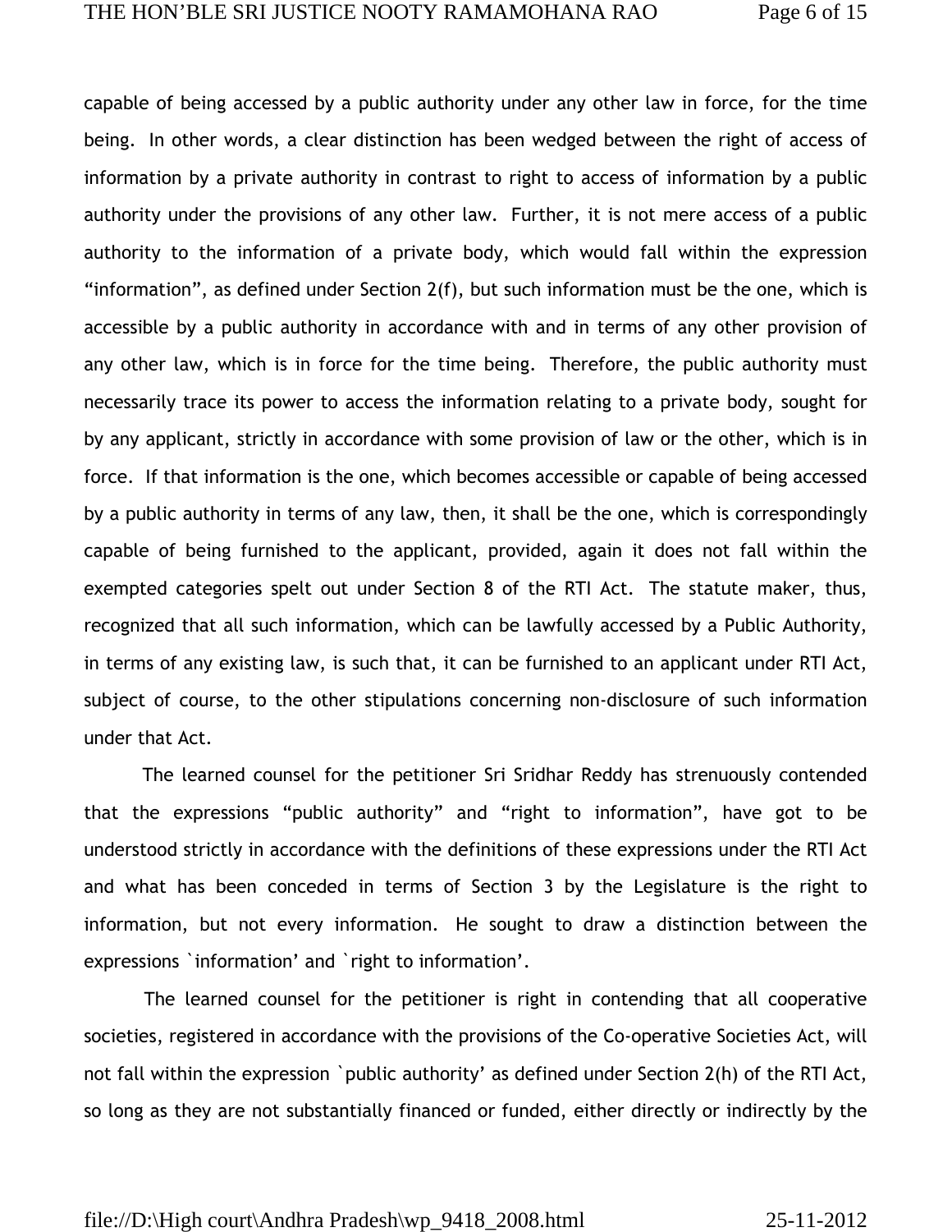capable of being accessed by a public authority under any other law in force, for the time being. In other words, a clear distinction has been wedged between the right of access of information by a private authority in contrast to right to access of information by a public authority under the provisions of any other law. Further, it is not mere access of a public authority to the information of a private body, which would fall within the expression "information", as defined under Section 2(f), but such information must be the one, which is accessible by a public authority in accordance with and in terms of any other provision of any other law, which is in force for the time being. Therefore, the public authority must necessarily trace its power to access the information relating to a private body, sought for by any applicant, strictly in accordance with some provision of law or the other, which is in force. If that information is the one, which becomes accessible or capable of being accessed by a public authority in terms of any law, then, it shall be the one, which is correspondingly capable of being furnished to the applicant, provided, again it does not fall within the exempted categories spelt out under Section 8 of the RTI Act. The statute maker, thus, recognized that all such information, which can be lawfully accessed by a Public Authority, in terms of any existing law, is such that, it can be furnished to an applicant under RTI Act, subject of course, to the other stipulations concerning non-disclosure of such information under that Act.

The learned counsel for the petitioner Sri Sridhar Reddy has strenuously contended that the expressions "public authority" and "right to information", have got to be understood strictly in accordance with the definitions of these expressions under the RTI Act and what has been conceded in terms of Section 3 by the Legislature is the right to information, but not every information. He sought to draw a distinction between the expressions `information' and `right to information'.

The learned counsel for the petitioner is right in contending that all cooperative societies, registered in accordance with the provisions of the Co-operative Societies Act, will not fall within the expression `public authority' as defined under Section 2(h) of the RTI Act, so long as they are not substantially financed or funded, either directly or indirectly by the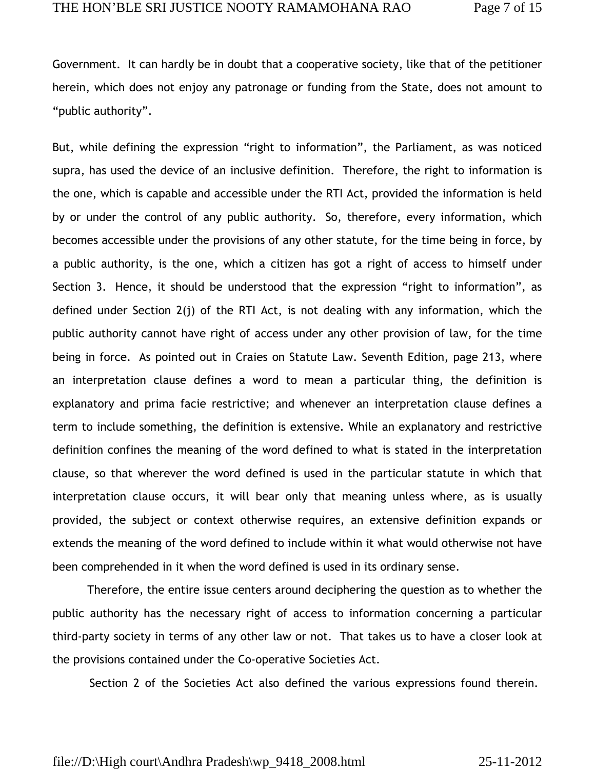Government. It can hardly be in doubt that a cooperative society, like that of the petitioner herein, which does not enjoy any patronage or funding from the State, does not amount to "public authority".

But, while defining the expression "right to information", the Parliament, as was noticed supra, has used the device of an inclusive definition. Therefore, the right to information is the one, which is capable and accessible under the RTI Act, provided the information is held by or under the control of any public authority. So, therefore, every information, which becomes accessible under the provisions of any other statute, for the time being in force, by a public authority, is the one, which a citizen has got a right of access to himself under Section 3. Hence, it should be understood that the expression "right to information", as defined under Section 2(j) of the RTI Act, is not dealing with any information, which the public authority cannot have right of access under any other provision of law, for the time being in force. As pointed out in Craies on Statute Law. Seventh Edition, page 213, where an interpretation clause defines a word to mean a particular thing, the definition is explanatory and prima facie restrictive; and whenever an interpretation clause defines a term to include something, the definition is extensive. While an explanatory and restrictive definition confines the meaning of the word defined to what is stated in the interpretation clause, so that wherever the word defined is used in the particular statute in which that interpretation clause occurs, it will bear only that meaning unless where, as is usually provided, the subject or context otherwise requires, an extensive definition expands or extends the meaning of the word defined to include within it what would otherwise not have been comprehended in it when the word defined is used in its ordinary sense.

Therefore, the entire issue centers around deciphering the question as to whether the public authority has the necessary right of access to information concerning a particular third-party society in terms of any other law or not. That takes us to have a closer look at the provisions contained under the Co-operative Societies Act.

Section 2 of the Societies Act also defined the various expressions found therein.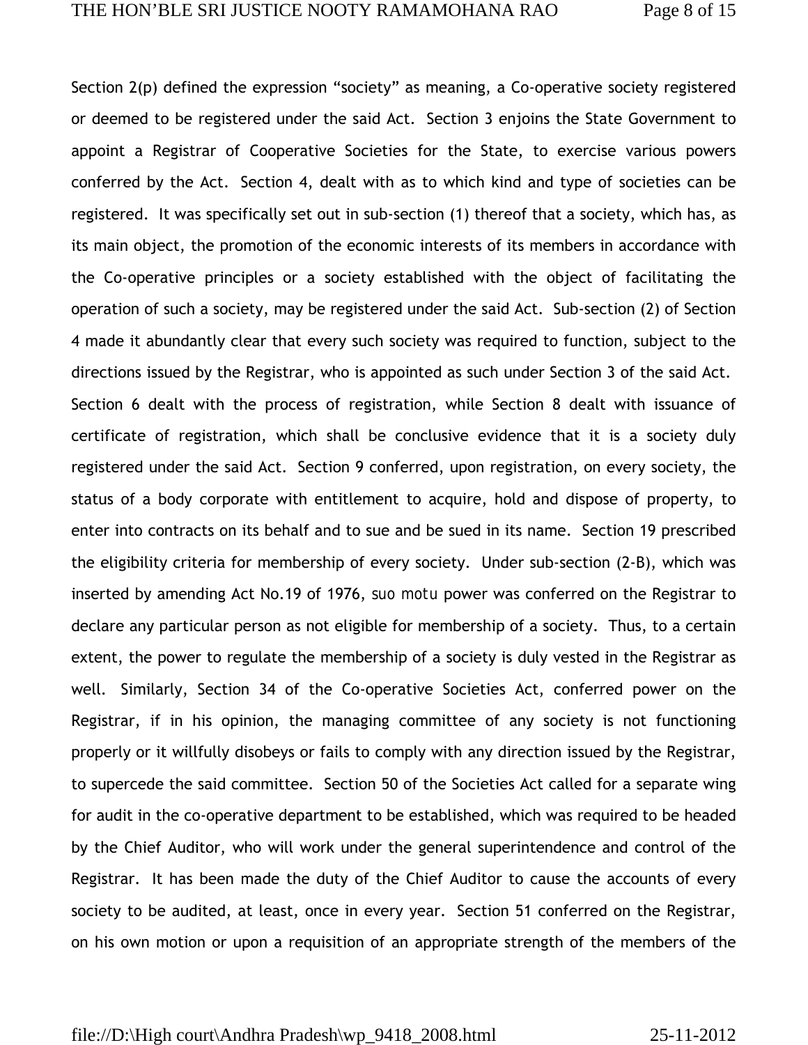Section 2(p) defined the expression “society” as meaning, a Co-operative society registered or deemed to be registered under the said Act. Section 3 enjoins the State Government to appoint a Registrar of Cooperative Societies for the State, to exercise various powers conferred by the Act. Section 4, dealt with as to which kind and type of societies can be registered. It was specifically set out in sub-section (1) thereof that a society, which has, as its main object, the promotion of the economic interests of its members in accordance with the Co-operative principles or a society established with the object of facilitating the operation of such a society, may be registered under the said Act. Sub-section (2) of Section 4 made it abundantly clear that every such society was required to function, subject to the directions issued by the Registrar, who is appointed as such under Section 3 of the said Act. Section 6 dealt with the process of registration, while Section 8 dealt with issuance of certificate of registration, which shall be conclusive evidence that it is a society duly registered under the said Act. Section 9 conferred, upon registration, on every society, the status of a body corporate with entitlement to acquire, hold and dispose of property, to enter into contracts on its behalf and to sue and be sued in its name. Section 19 prescribed the eligibility criteria for membership of every society. Under sub-section (2-B), which was inserted by amending Act No.19 of 1976, suo motu power was conferred on the Registrar to declare any particular person as not eligible for membership of a society. Thus, to a certain extent, the power to regulate the membership of a society is duly vested in the Registrar as well. Similarly, Section 34 of the Co-operative Societies Act, conferred power on the Registrar, if in his opinion, the managing committee of any society is not functioning properly or it willfully disobeys or fails to comply with any direction issued by the Registrar, to supercede the said committee. Section 50 of the Societies Act called for a separate wing for audit in the co-operative department to be established, which was required to be headed by the Chief Auditor, who will work under the general superintendence and control of the Registrar. It has been made the duty of the Chief Auditor to cause the accounts of every society to be audited, at least, once in every year. Section 51 conferred on the Registrar, on his own motion or upon a requisition of an appropriate strength of the members of the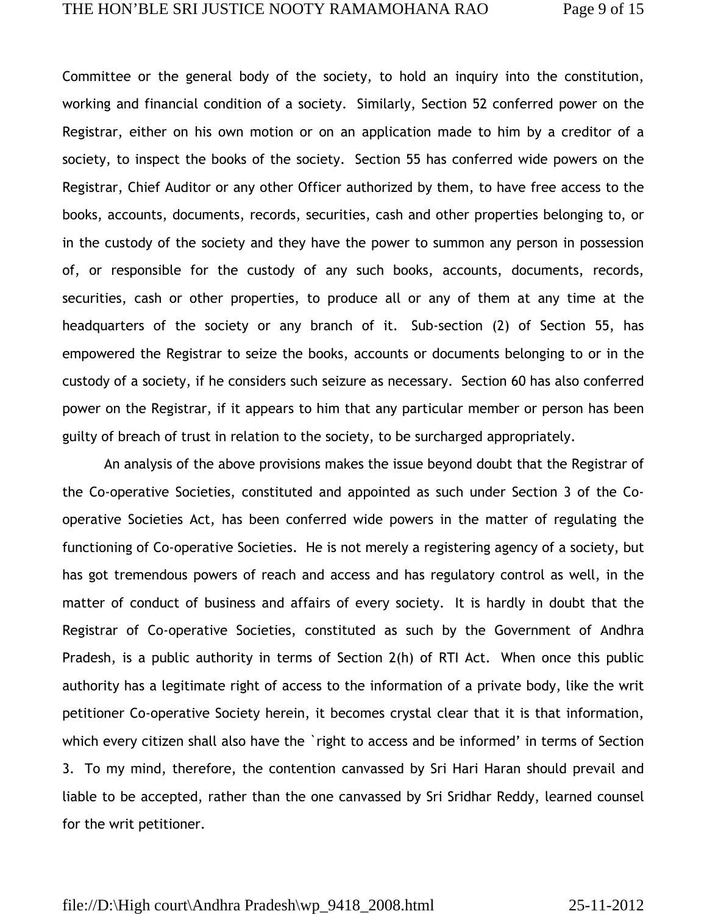Committee or the general body of the society, to hold an inquiry into the constitution, working and financial condition of a society. Similarly, Section 52 conferred power on the Registrar, either on his own motion or on an application made to him by a creditor of a society, to inspect the books of the society. Section 55 has conferred wide powers on the Registrar, Chief Auditor or any other Officer authorized by them, to have free access to the books, accounts, documents, records, securities, cash and other properties belonging to, or in the custody of the society and they have the power to summon any person in possession of, or responsible for the custody of any such books, accounts, documents, records, securities, cash or other properties, to produce all or any of them at any time at the headquarters of the society or any branch of it. Sub-section (2) of Section 55, has empowered the Registrar to seize the books, accounts or documents belonging to or in the custody of a society, if he considers such seizure as necessary. Section 60 has also conferred power on the Registrar, if it appears to him that any particular member or person has been guilty of breach of trust in relation to the society, to be surcharged appropriately.

An analysis of the above provisions makes the issue beyond doubt that the Registrar of the Co-operative Societies, constituted and appointed as such under Section 3 of the Co-operative Societies Act, has been conferred wide powers in the matter of regulating the functioning of Co-operative Societies. He is not merely a registering agency of a society, but has got tremendous powers of reach and access and has regulatory control as well, in the matter of conduct of business and affairs of every society. It is hardly in doubt that the Registrar of Co-operative Societies, constituted as such by the Government of Andhra Pradesh, is a public authority in terms of Section 2(h) of RTI Act. When once this public authority has a legitimate right of access to the information of a private body, like the writ petitioner Co-operative Society herein, it becomes crystal clear that it is that information, which every citizen shall also have the `right to access and be informed' in terms of Section 3. To my mind, therefore, the contention canvassed by Sri Hari Haran should prevail and liable to be accepted, rather than the one canvassed by Sri Sridhar Reddy, learned counsel for the writ petitioner.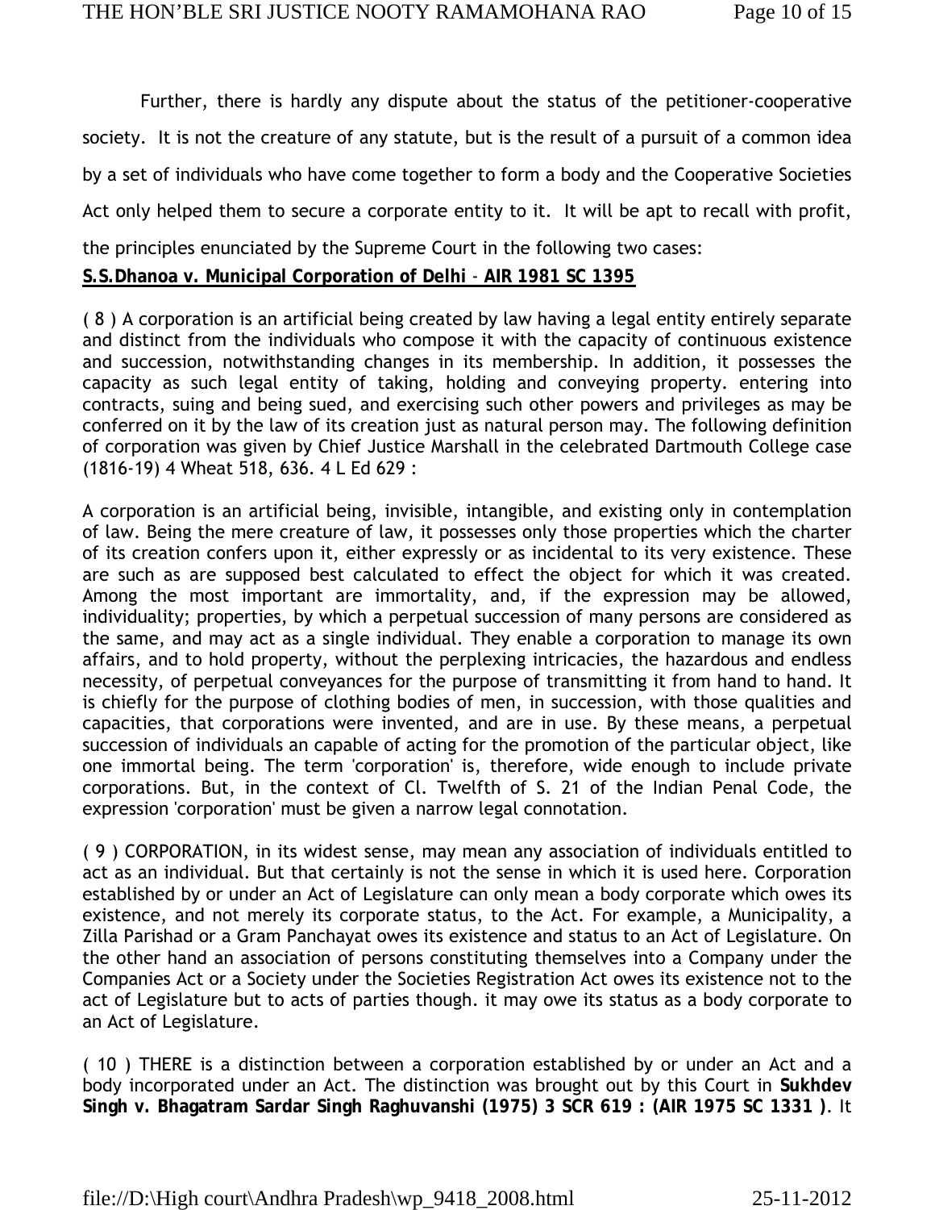Further, there is hardly any dispute about the status of the petitioner-cooperative society. It is not the creature of any statute, but is the result of a pursuit of a common idea by a set of individuals who have come together to form a body and the Cooperative Societies Act only helped them to secure a corporate entity to it. It will be apt to recall with profit, the principles enunciated by the Supreme Court in the following two cases:

**S.S.Dhanoa v. Municipal Corporation of Delhi - AIR 1981 SC 1395**

( 8 ) A corporation is an artificial being created by law having a legal entity entirely separate and distinct from the individuals who compose it with the capacity of continuous existence and succession, notwithstanding changes in its membership. In addition, it possesses the capacity as such legal entity of taking, holding and conveying property. entering into contracts, suing and being sued, and exercising such other powers and privileges as may be conferred on it by the law of its creation just as natural person may. The following definition of corporation was given by Chief Justice Marshall in the celebrated Dartmouth College case (1816-19) 4 Wheat 518, 636. 4 L Ed 629 :

A corporation is an artificial being, invisible, intangible, and existing only in contemplation of law. Being the mere creature of law, it possesses only those properties which the charter of its creation confers upon it, either expressly or as incidental to its very existence. These are such as are supposed best calculated to effect the object for which it was created. Among the most important are immortality, and, if the expression may be allowed, individuality; properties, by which a perpetual succession of many persons are considered as the same, and may act as a single individual. They enable a corporation to manage its own affairs, and to hold property, without the perplexing intricacies, the hazardous and endless necessity, of perpetual conveyances for the purpose of transmitting it from hand to hand. It is chiefly for the purpose of clothing bodies of men, in succession, with those qualities and capacities, that corporations were invented, and are in use. By these means, a perpetual succession of individuals an capable of acting for the promotion of the particular object, like one immortal being. The term 'corporation' is, therefore, wide enough to include private corporations. But, in the context of Cl. Twelfth of S. 21 of the Indian Penal Code, the expression 'corporation' must be given a narrow legal connotation.

( 9 ) CORPORATION, in its widest sense, may mean any association of individuals entitled to act as an individual. But that certainly is not the sense in which it is used here. Corporation established by or under an Act of Legislature can only mean a body corporate which owes its existence, and not merely its corporate status, to the Act. For example, a Municipality, a Zilla Parishad or a Gram Panchayat owes its existence and status to an Act of Legislature. On the other hand an association of persons constituting themselves into a Company under the Companies Act or a Society under the Societies Registration Act owes its existence not to the act of Legislature but to acts of parties though. it may owe its status as a body corporate to an Act of Legislature.

( 10 ) THERE is a distinction between a corporation established by or under an Act and a body incorporated under an Act. The distinction was brought out by this Court in **Sukhdev Singh v. Bhagatram Sardar Singh Raghuvanshi (1975) 3 SCR 619 : (AIR 1975 SC 1331 )**. It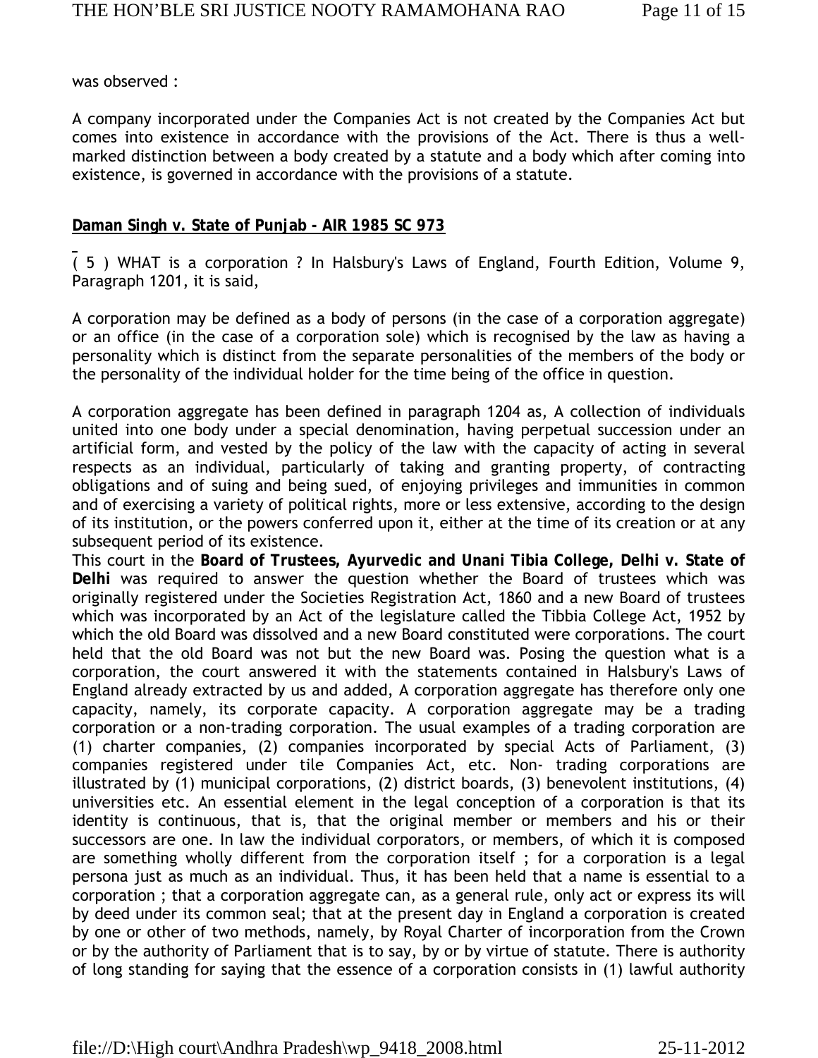was observed :

A company incorporated under the Companies Act is not created by the Companies Act but comes into existence in accordance with the provisions of the Act. There is thus a well-marked distinction between a body created by a statute and a body which after coming into existence, is governed in accordance with the provisions of a statute.

**Daman Singh v. State of Punjab - AIR 1985 SC 973**

( 5 ) WHAT is a corporation ? In Halsbury's Laws of England, Fourth Edition, Volume 9, Paragraph 1201, it is said,

A corporation may be defined as a body of persons (in the case of a corporation aggregate) or an office (in the case of a corporation sole) which is recognised by the law as having a personality which is distinct from the separate personalities of the members of the body or the personality of the individual holder for the time being of the office in question.

A corporation aggregate has been defined in paragraph 1204 as, A collection of individuals united into one body under a special denomination, having perpetual succession under an artificial form, and vested by the policy of the law with the capacity of acting in several respects as an individual, particularly of taking and granting property, of contracting obligations and of suing and being sued, of enjoying privileges and immunities in common and of exercising a variety of political rights, more or less extensive, according to the design of its institution, or the powers conferred upon it, either at the time of its creation or at any subsequent period of its existence.

This court in the **Board of Trustees, Ayurvedic and Unani Tibia College, Delhi v. State of Delhi** was required to answer the question whether the Board of trustees which was originally registered under the Societies Registration Act, 1860 and a new Board of trustees which was incorporated by an Act of the legislature called the Tibbia College Act, 1952 by which the old Board was dissolved and a new Board constituted were corporations. The court held that the old Board was not but the new Board was. Posing the question what is a corporation, the court answered it with the statements contained in Halsbury's Laws of England already extracted by us and added, A corporation aggregate has therefore only one capacity, namely, its corporate capacity. A corporation aggregate may be a trading corporation or a non-trading corporation. The usual examples of a trading corporation are (1) charter companies, (2) companies incorporated by special Acts of Parliament, (3) companies registered under tile Companies Act, etc. Non- trading corporations are illustrated by (1) municipal corporations, (2) district boards, (3) benevolent institutions, (4) universities etc. An essential element in the legal conception of a corporation is that its identity is continuous, that is, that the original member or members and his or their successors are one. In law the individual corporators, or members, of which it is composed are something wholly different from the corporation itself ; for a corporation is a legal persona just as much as an individual. Thus, it has been held that a name is essential to a corporation ; that a corporation aggregate can, as a general rule, only act or express its will by deed under its common seal; that at the present day in England a corporation is created by one or other of two methods, namely, by Royal Charter of incorporation from the Crown or by the authority of Parliament that is to say, by or by virtue of statute. There is authority of long standing for saying that the essence of a corporation consists in (1) lawful authority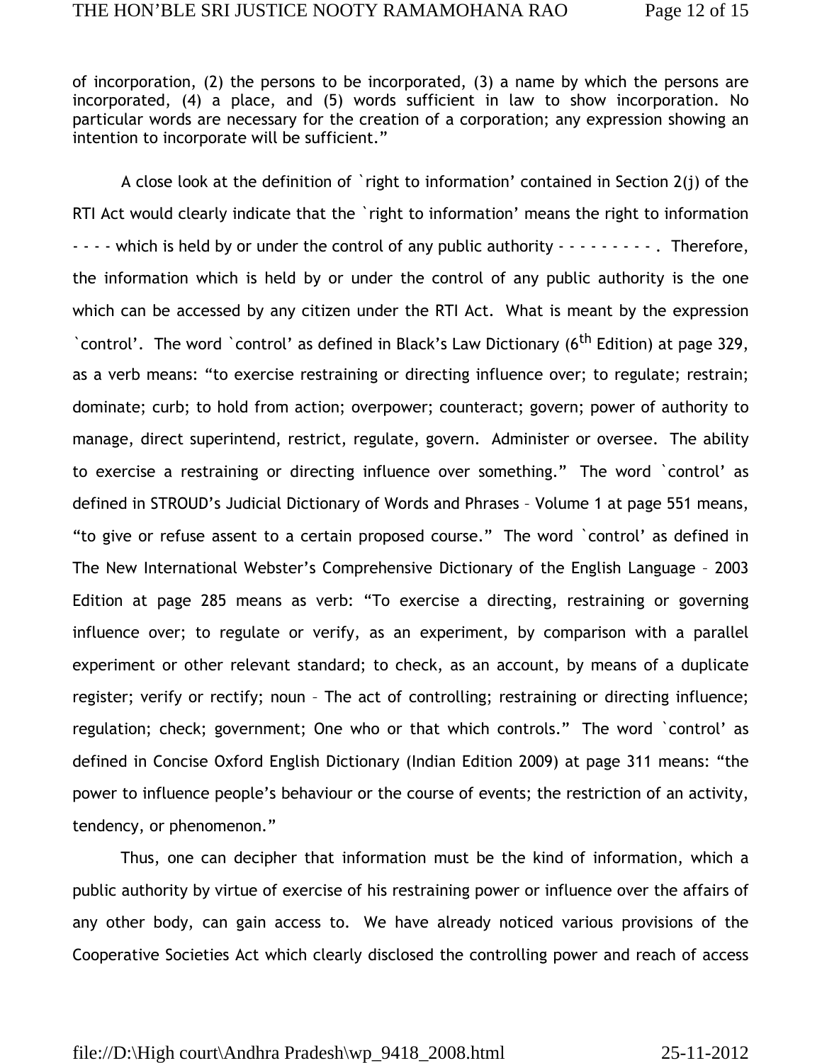of incorporation, (2) the persons to be incorporated, (3) a name by which the persons are incorporated, (4) a place, and (5) words sufficient in law to show incorporation. No particular words are necessary for the creation of a corporation; any expression showing an intention to incorporate will be sufficient."

A close look at the definition of `right to information' contained in Section 2(j) of the RTI Act would clearly indicate that the `right to information' means the right to information - - - - which is held by or under the control of any public authority - - - - - - - - - . Therefore, the information which is held by or under the control of any public authority is the one which can be accessed by any citizen under the RTI Act. What is meant by the expression `control'. The word `control' as defined in Black's Law Dictionary (6th Edition) at page 329, as a verb means: "to exercise restraining or directing influence over; to regulate; restrain; dominate; curb; to hold from action; overpower; counteract; govern; power of authority to manage, direct superintend, restrict, regulate, govern. Administer or oversee. The ability to exercise a restraining or directing influence over something." The word `control' as defined in STROUD's Judicial Dictionary of Words and Phrases – Volume 1 at page 551 means, "to give or refuse assent to a certain proposed course." The word `control' as defined in The New International Webster's Comprehensive Dictionary of the English Language – 2003 Edition at page 285 means as verb: "To exercise a directing, restraining or governing influence over; to regulate or verify, as an experiment, by comparison with a parallel experiment or other relevant standard; to check, as an account, by means of a duplicate register; verify or rectify; noun – The act of controlling; restraining or directing influence; regulation; check; government; One who or that which controls." The word `control' as defined in Concise Oxford English Dictionary (Indian Edition 2009) at page 311 means: "the power to influence people's behaviour or the course of events; the restriction of an activity, tendency, or phenomenon."

Thus, one can decipher that information must be the kind of information, which a public authority by virtue of exercise of his restraining power or influence over the affairs of any other body, can gain access to. We have already noticed various provisions of the Cooperative Societies Act which clearly disclosed the controlling power and reach of access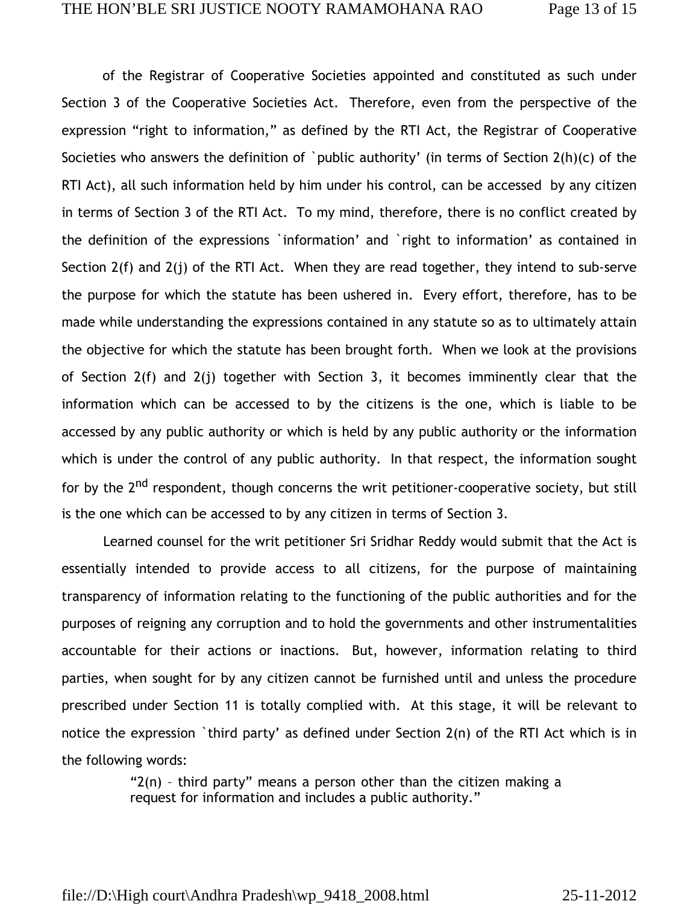of the Registrar of Cooperative Societies appointed and constituted as such under Section 3 of the Cooperative Societies Act. Therefore, even from the perspective of the expression "right to information," as defined by the RTI Act, the Registrar of Cooperative Societies who answers the definition of `public authority' (in terms of Section 2(h)(c) of the RTI Act), all such information held by him under his control, can be accessed by any citizen in terms of Section 3 of the RTI Act. To my mind, therefore, there is no conflict created by the definition of the expressions `information' and `right to information' as contained in Section 2(f) and 2(j) of the RTI Act. When they are read together, they intend to sub-serve the purpose for which the statute has been ushered in. Every effort, therefore, has to be made while understanding the expressions contained in any statute so as to ultimately attain the objective for which the statute has been brought forth. When we look at the provisions of Section 2(f) and 2(j) together with Section 3, it becomes imminently clear that the information which can be accessed to by the citizens is the one, which is liable to be accessed by any public authority or which is held by any public authority or the information which is under the control of any public authority. In that respect, the information sought for by the 2nd respondent, though concerns the writ petitioner-cooperative society, but still is the one which can be accessed to by any citizen in terms of Section 3.

Learned counsel for the writ petitioner Sri Sridhar Reddy would submit that the Act is essentially intended to provide access to all citizens, for the purpose of maintaining transparency of information relating to the functioning of the public authorities and for the purposes of reigning any corruption and to hold the governments and other instrumentalities accountable for their actions or inactions. But, however, information relating to third parties, when sought for by any citizen cannot be furnished until and unless the procedure prescribed under Section 11 is totally complied with. At this stage, it will be relevant to notice the expression `third party' as defined under Section 2(n) of the RTI Act which is in the following words:

> "2(n) – third party" means a person other than the citizen making a request for information and includes a public authority."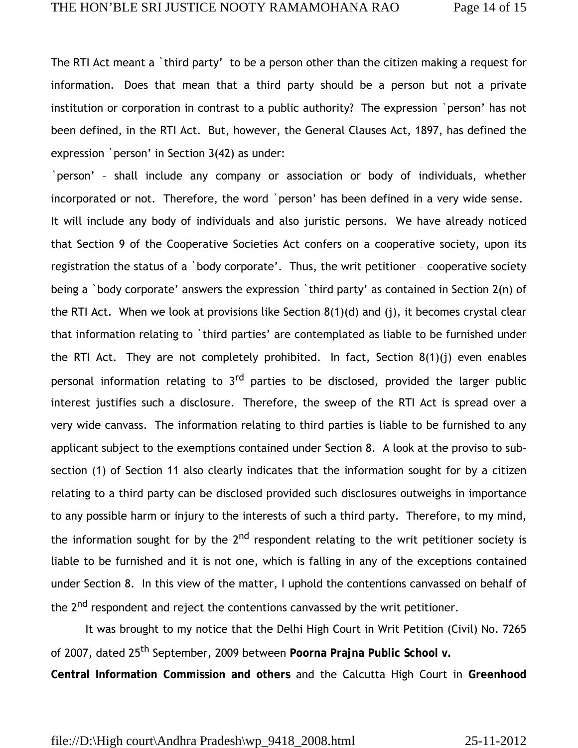The RTI Act meant a `third party' to be a person other than the citizen making a request for information. Does that mean that a third party should be a person but not a private institution or corporation in contrast to a public authority? The expression `person' has not been defined, in the RTI Act. But, however, the General Clauses Act, 1897, has defined the expression `person' in Section 3(42) as under:

`person' – shall include any company or association or body of individuals, whether incorporated or not. Therefore, the word `person' has been defined in a very wide sense. It will include any body of individuals and also juristic persons. We have already noticed that Section 9 of the Cooperative Societies Act confers on a cooperative society, upon its registration the status of a `body corporate'. Thus, the writ petitioner – cooperative society being a `body corporate' answers the expression `third party' as contained in Section 2(n) of the RTI Act. When we look at provisions like Section 8(1)(d) and (j), it becomes crystal clear that information relating to `third parties' are contemplated as liable to be furnished under the RTI Act. They are not completely prohibited. In fact, Section 8(1)(j) even enables personal information relating to 3rd parties to be disclosed, provided the larger public interest justifies such a disclosure. Therefore, the sweep of the RTI Act is spread over a very wide canvass. The information relating to third parties is liable to be furnished to any applicant subject to the exemptions contained under Section 8. A look at the proviso to sub-section (1) of Section 11 also clearly indicates that the information sought for by a citizen relating to a third party can be disclosed provided such disclosures outweighs in importance to any possible harm or injury to the interests of such a third party. Therefore, to my mind, the information sought for by the 2nd respondent relating to the writ petitioner society is liable to be furnished and it is not one, which is falling in any of the exceptions contained under Section 8. In this view of the matter, I uphold the contentions canvassed on behalf of the 2nd respondent and reject the contentions canvassed by the writ petitioner.

It was brought to my notice that the Delhi High Court in Writ Petition (Civil) No. 7265 of 2007, dated 25th September, 2009 between **Poorna Prajna Public School v. Central Information Commission and others** and the Calcutta High Court in **Greenhood**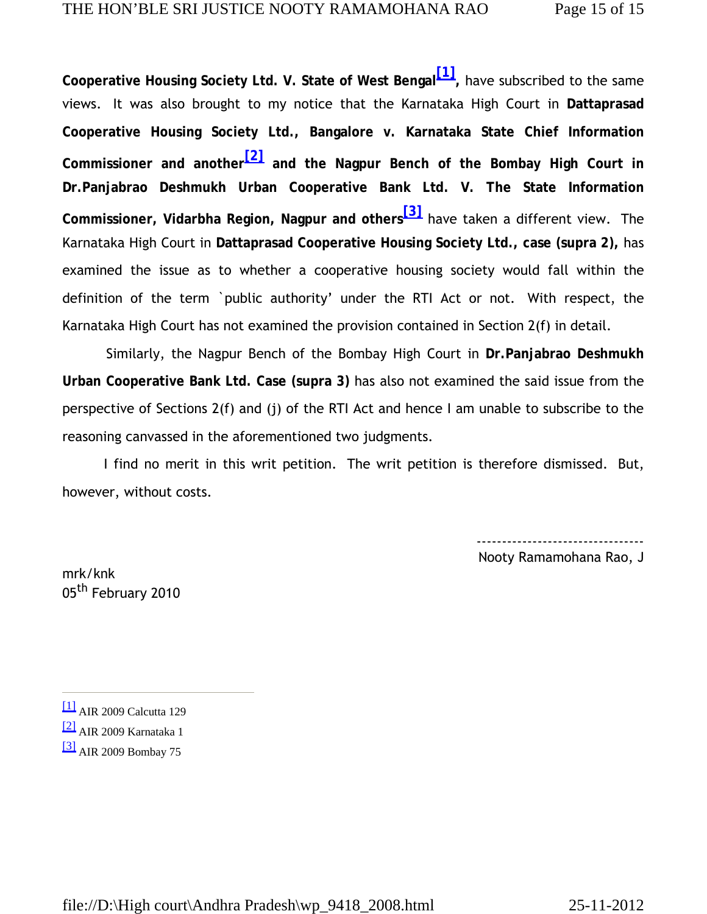**Cooperative Housing Society Ltd. V. State of West Bengal[1],** have subscribed to the same views. It was also brought to my notice that the Karnataka High Court in **Dattaprasad Cooperative Housing Society Ltd., Bangalore v. Karnataka State Chief Information Commissioner and another[2] and the Nagpur Bench of the Bombay High Court in Dr.Panjabrao Deshmukh Urban Cooperative Bank Ltd. V. The State Information Commissioner, Vidarbha Region, Nagpur and others[3]** have taken a different view. The Karnataka High Court in **Dattaprasad Cooperative Housing Society Ltd., case (supra 2),** has examined the issue as to whether a cooperative housing society would fall within the definition of the term `public authority' under the RTI Act or not. With respect, the Karnataka High Court has not examined the provision contained in Section 2(f) in detail.

Similarly, the Nagpur Bench of the Bombay High Court in **Dr.Panjabrao Deshmukh Urban Cooperative Bank Ltd. Case (supra 3)** has also not examined the said issue from the perspective of Sections 2(f) and (j) of the RTI Act and hence I am unable to subscribe to the reasoning canvassed in the aforementioned two judgments.

I find no merit in this writ petition. The writ petition is therefore dismissed. But, however, without costs.

--------------------------------
Nooty Ramamohana Rao, J

mrk/knk
05th February 2010

---

[1] AIR 2009 Calcutta 129

[2] AIR 2009 Karnataka 1

[3] AIR 2009 Bombay 75